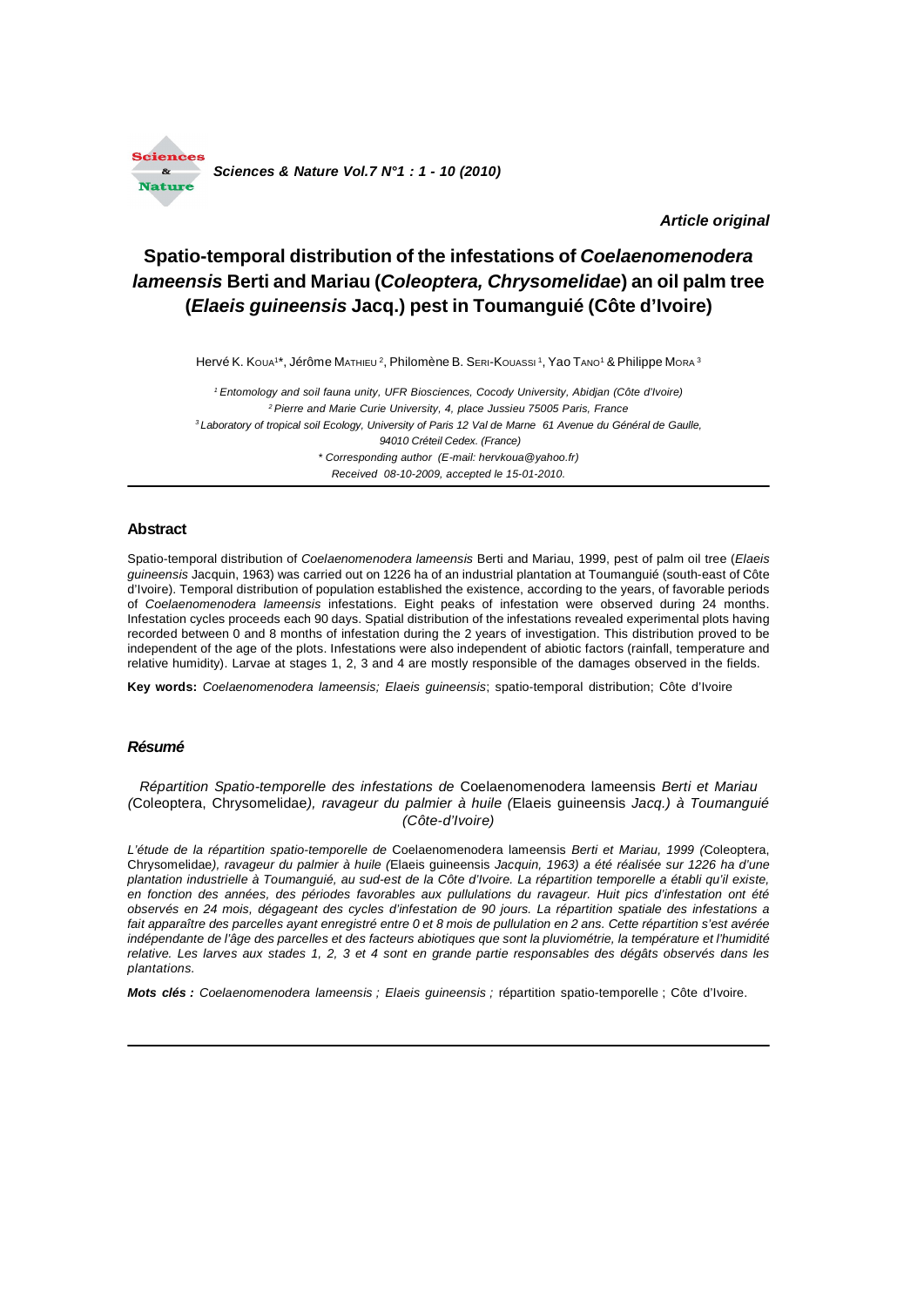*Article original*

# Spatio-temporal distribution of the infestations of *Coelaenomenodera lameensis* Berti and Mariau (*Coleoptera, Chrysomelidae*) an oil palm tree (*Elaeis guineensis* Jacq.) pest in Toumanguié (Côte d'Ivoire)

Hervé K. Koua[1]*, Jérôme Mathieu[2], Philomène B. Seri-Kouassi[1], Yao Tano[1] & Philippe Mora[3]

[1] Entomology and soil fauna unity, UFR Biosciences, Cocody University, Abidjan (Côte d'Ivoire)
[2] Pierre and Marie Curie University, 4, place Jussieu 75005 Paris, France
[3] Laboratory of tropical soil Ecology, University of Paris 12 Val de Marne 61 Avenue du Général de Gaulle, 94010 Créteil Cedex. (France)
* Corresponding author (E-mail: hervkoua@yahoo.fr)
Received 08-10-2009, accepted le 15-01-2010.

## Abstract

Spatio-temporal distribution of *Coelaenomenodera lameensis* Berti and Mariau, 1999, pest of palm oil tree (*Elaeis guineensis* Jacquin, 1963) was carried out on 1226 ha of an industrial plantation at Toumanguié (south-east of Côte d'Ivoire). Temporal distribution of population established the existence, according to the years, of favorable periods of *Coelaenomenodera lameensis* infestations. Eight peaks of infestation were observed during 24 months. Infestation cycles proceeds each 90 days. Spatial distribution of the infestations revealed experimental plots having recorded between 0 and 8 months of infestation during the 2 years of investigation. This distribution proved to be independent of the age of the plots. Infestations were also independent of abiotic factors (rainfall, temperature and relative humidity). Larvae at stages 1, 2, 3 and 4 are mostly responsible of the damages observed in the fields.

**Key words:** *Coelaenomenodera lameensis; Elaeis guineensis*; spatio-temporal distribution; Côte d'Ivoire

## *Résumé*

*Répartition Spatio-temporelle des infestations de* Coelaenomenodera lameensis *Berti et Mariau (*Coleoptera, Chrysomelidae*), ravageur du palmier à huile (*Elaeis guineensis *Jacq.) à Toumanguié (Côte-d'Ivoire)*

*L'étude de la répartition spatio-temporelle de* Coelaenomenodera lameensis *Berti et Mariau, 1999 (*Coleoptera, Chrysomelidae*), ravageur du palmier à huile (*Elaeis guineensis *Jacquin, 1963) a été réalisée sur 1226 ha d'une plantation industrielle à Toumanguié, au sud-est de la Côte d'Ivoire. La répartition temporelle a établi qu'il existe, en fonction des années, des périodes favorables aux pullulations du ravageur. Huit pics d'infestation ont été observés en 24 mois, dégageant des cycles d'infestation de 90 jours. La répartition spatiale des infestations a fait apparaître des parcelles ayant enregistré entre 0 et 8 mois de pullulation en 2 ans. Cette répartition s'est avérée indépendante de l'âge des parcelles et des facteurs abiotiques que sont la pluviométrie, la température et l'humidité relative. Les larves aux stades 1, 2, 3 et 4 sont en grande partie responsables des dégâts observés dans les plantations.*

***Mots clés :*** *Coelaenomenodera lameensis ; Elaeis guineensis ;* répartition spatio-temporelle ; Côte d'Ivoire.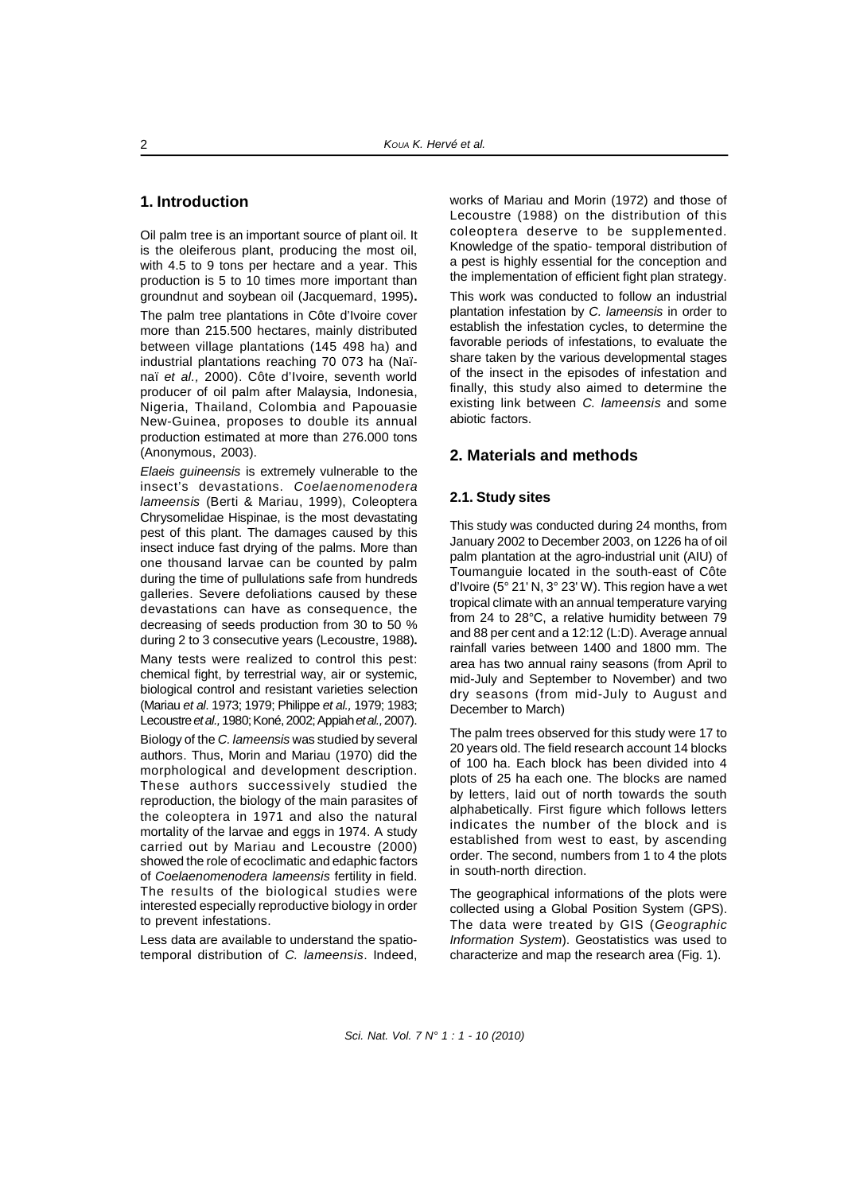## 1. Introduction

Oil palm tree is an important source of plant oil. It is the oleiferous plant, producing the most oil, with 4.5 to 9 tons per hectare and a year. This production is 5 to 10 times more important than groundnut and soybean oil (Jacquemard, 1995)**.**

The palm tree plantations in Côte d'Ivoire cover more than 215.500 hectares, mainly distributed between village plantations (145 498 ha) and industrial plantations reaching 70 073 ha (Naï-naï *et al.,* 2000). Côte d'Ivoire, seventh world producer of oil palm after Malaysia, Indonesia, Nigeria, Thailand, Colombia and Papouasie New-Guinea, proposes to double its annual production estimated at more than 276.000 tons (Anonymous, 2003).

*Elaeis guineensis* is extremely vulnerable to the insect's devastations. *Coelaenomenodera lameensis* (Berti & Mariau, 1999), Coleoptera Chrysomelidae Hispinae, is the most devastating pest of this plant. The damages caused by this insect induce fast drying of the palms. More than one thousand larvae can be counted by palm during the time of pullulations safe from hundreds galleries. Severe defoliations caused by these devastations can have as consequence, the decreasing of seeds production from 30 to 50 % during 2 to 3 consecutive years (Lecoustre, 1988)**.**

Many tests were realized to control this pest: chemical fight, by terrestrial way, air or systemic, biological control and resistant varieties selection (Mariau *et al*. 1973; 1979; Philippe *et al.,* 1979; 1983; Lecoustre *et al.,* 1980; Koné, 2002; Appiah *et al.,* 2007).

Biology of the *C. lameensis* was studied by several authors. Thus, Morin and Mariau (1970) did the morphological and development description. These authors successively studied the reproduction, the biology of the main parasites of the coleoptera in 1971 and also the natural mortality of the larvae and eggs in 1974. A study carried out by Mariau and Lecoustre (2000) showed the role of ecoclimatic and edaphic factors of *Coelaenomenodera lameensis* fertility in field. The results of the biological studies were interested especially reproductive biology in order to prevent infestations.

Less data are available to understand the spatio-temporal distribution of *C. lameensis*. Indeed, works of Mariau and Morin (1972) and those of Lecoustre (1988) on the distribution of this coleoptera deserve to be supplemented. Knowledge of the spatio- temporal distribution of a pest is highly essential for the conception and the implementation of efficient fight plan strategy.

This work was conducted to follow an industrial plantation infestation by *C. lameensis* in order to establish the infestation cycles, to determine the favorable periods of infestations, to evaluate the share taken by the various developmental stages of the insect in the episodes of infestation and finally, this study also aimed to determine the existing link between *C. lameensis* and some abiotic factors.

## 2. Materials and methods

### 2.1. Study sites

This study was conducted during 24 months, from January 2002 to December 2003, on 1226 ha of oil palm plantation at the agro-industrial unit (AIU) of Toumanguie located in the south-east of Côte d'Ivoire (5° 21' N, 3° 23' W). This region have a wet tropical climate with an annual temperature varying from 24 to 28°C, a relative humidity between 79 and 88 per cent and a 12:12 (L:D). Average annual rainfall varies between 1400 and 1800 mm. The area has two annual rainy seasons (from April to mid-July and September to November) and two dry seasons (from mid-July to August and December to March)

The palm trees observed for this study were 17 to 20 years old. The field research account 14 blocks of 100 ha. Each block has been divided into 4 plots of 25 ha each one. The blocks are named by letters, laid out of north towards the south alphabetically. First figure which follows letters indicates the number of the block and is established from west to east, by ascending order. The second, numbers from 1 to 4 the plots in south-north direction.

The geographical informations of the plots were collected using a Global Position System (GPS). The data were treated by GIS (*Geographic Information System*). Geostatistics was used to characterize and map the research area (Fig. 1).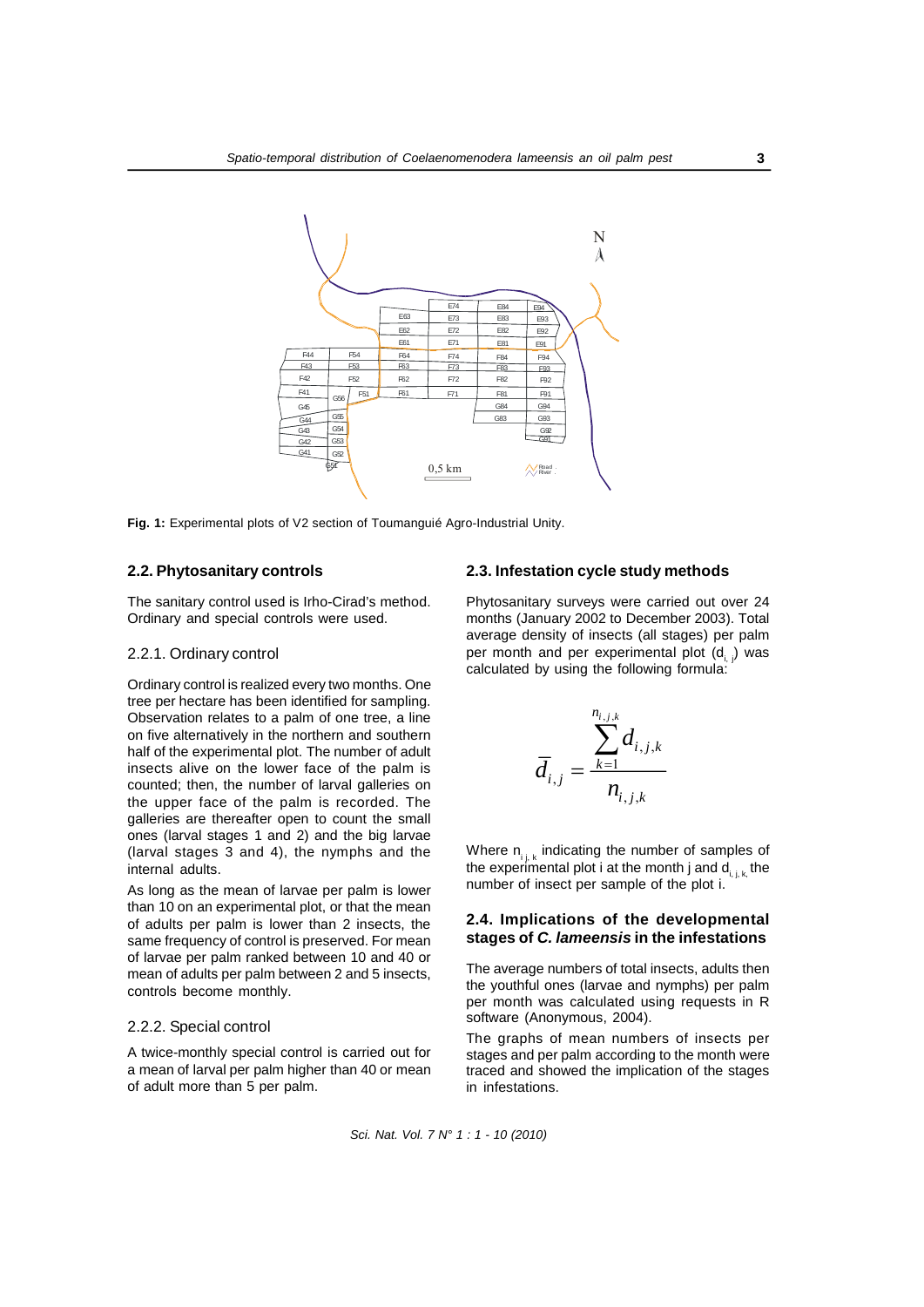**Fig. 1:** Experimental plots of V2 section of Toumanguié Agro-Industrial Unity.

### 2.2. Phytosanitary controls

The sanitary control used is Irho-Cirad's method. Ordinary and special controls were used.

#### 2.2.1. Ordinary control

Ordinary control is realized every two months. One tree per hectare has been identified for sampling. Observation relates to a palm of one tree, a line on five alternatively in the northern and southern half of the experimental plot. The number of adult insects alive on the lower face of the palm is counted; then, the number of larval galleries on the upper face of the palm is recorded. The galleries are thereafter open to count the small ones (larval stages 1 and 2) and the big larvae (larval stages 3 and 4), the nymphs and the internal adults.

As long as the mean of larvae per palm is lower than 10 on an experimental plot, or that the mean of adults per palm is lower than 2 insects, the same frequency of control is preserved. For mean of larvae per palm ranked between 10 and 40 or mean of adults per palm between 2 and 5 insects, controls become monthly.

#### 2.2.2. Special control

A twice-monthly special control is carried out for a mean of larval per palm higher than 40 or mean of adult more than 5 per palm.

### 2.3. Infestation cycle study methods

Phytosanitary surveys were carried out over 24 months (January 2002 to December 2003). Total average density of insects (all stages) per palm per month and per experimental plot ($d_{i,j}$) was calculated by using the following formula:

$$\bar{d}_{i,j} = \frac{\sum_{k=1}^{n_{i,j,k}} d_{i,j,k}}{n_{i,j,k}}$$

Where $n_{i,j,k}$ indicating the number of samples of the experimental plot i at the month j and $d_{i,j,k}$ the number of insect per sample of the plot i.

### 2.4. Implications of the developmental stages of *C. lameensis* in the infestations

The average numbers of total insects, adults then the youthful ones (larvae and nymphs) per palm per month was calculated using requests in R software (Anonymous, 2004).

The graphs of mean numbers of insects per stages and per palm according to the month were traced and showed the implication of the stages in infestations.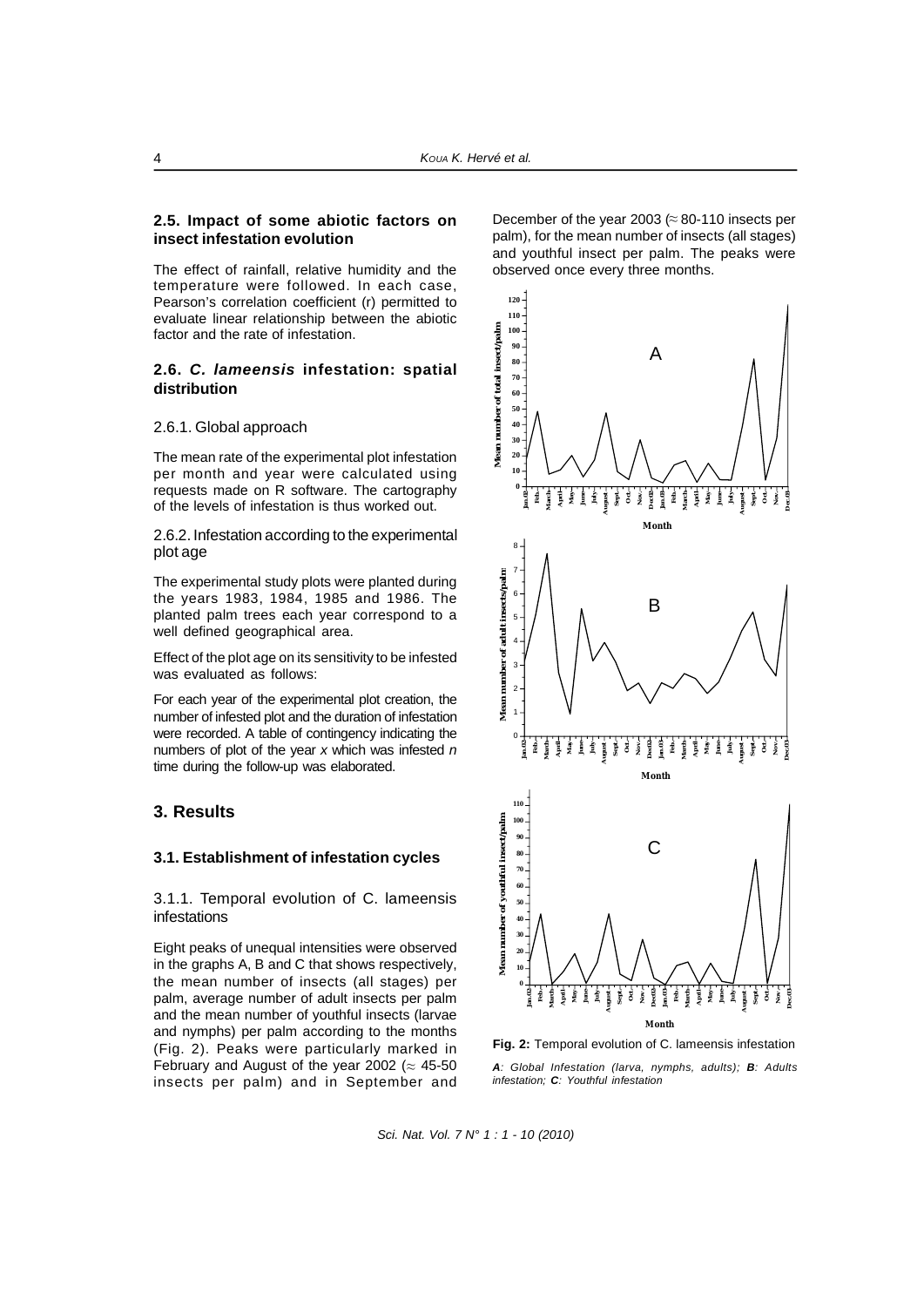### 2.5. Impact of some abiotic factors on insect infestation evolution

The effect of rainfall, relative humidity and the temperature were followed. In each case, Pearson's correlation coefficient (r) permitted to evaluate linear relationship between the abiotic factor and the rate of infestation.

### 2.6. *C. lameensis* infestation: spatial distribution

#### 2.6.1. Global approach

The mean rate of the experimental plot infestation per month and year were calculated using requests made on R software. The cartography of the levels of infestation is thus worked out.

#### 2.6.2. Infestation according to the experimental plot age

The experimental study plots were planted during the years 1983, 1984, 1985 and 1986. The planted palm trees each year correspond to a well defined geographical area.

Effect of the plot age on its sensitivity to be infested was evaluated as follows:

For each year of the experimental plot creation, the number of infested plot and the duration of infestation were recorded. A table of contingency indicating the numbers of plot of the year *x* which was infested *n* time during the follow-up was elaborated.

## 3. Results

### 3.1. Establishment of infestation cycles

#### 3.1.1. Temporal evolution of C. lameensis infestations

Eight peaks of unequal intensities were observed in the graphs A, B and C that shows respectively, the mean number of insects (all stages) per palm, average number of adult insects per palm and the mean number of youthful insects (larvae and nymphs) per palm according to the months (Fig. 2). Peaks were particularly marked in February and August of the year 2002 ($\approx$ 45-50 insects per palm) and in September and December of the year 2003 ($\approx$ 80-110 insects per palm), for the mean number of insects (all stages) and youthful insect per palm. The peaks were observed once every three months.

**Fig. 2:** Temporal evolution of C. lameensis infestation

***A**: Global Infestation (larva, nymphs, adults); **B**: Adults infestation; **C**: Youthful infestation*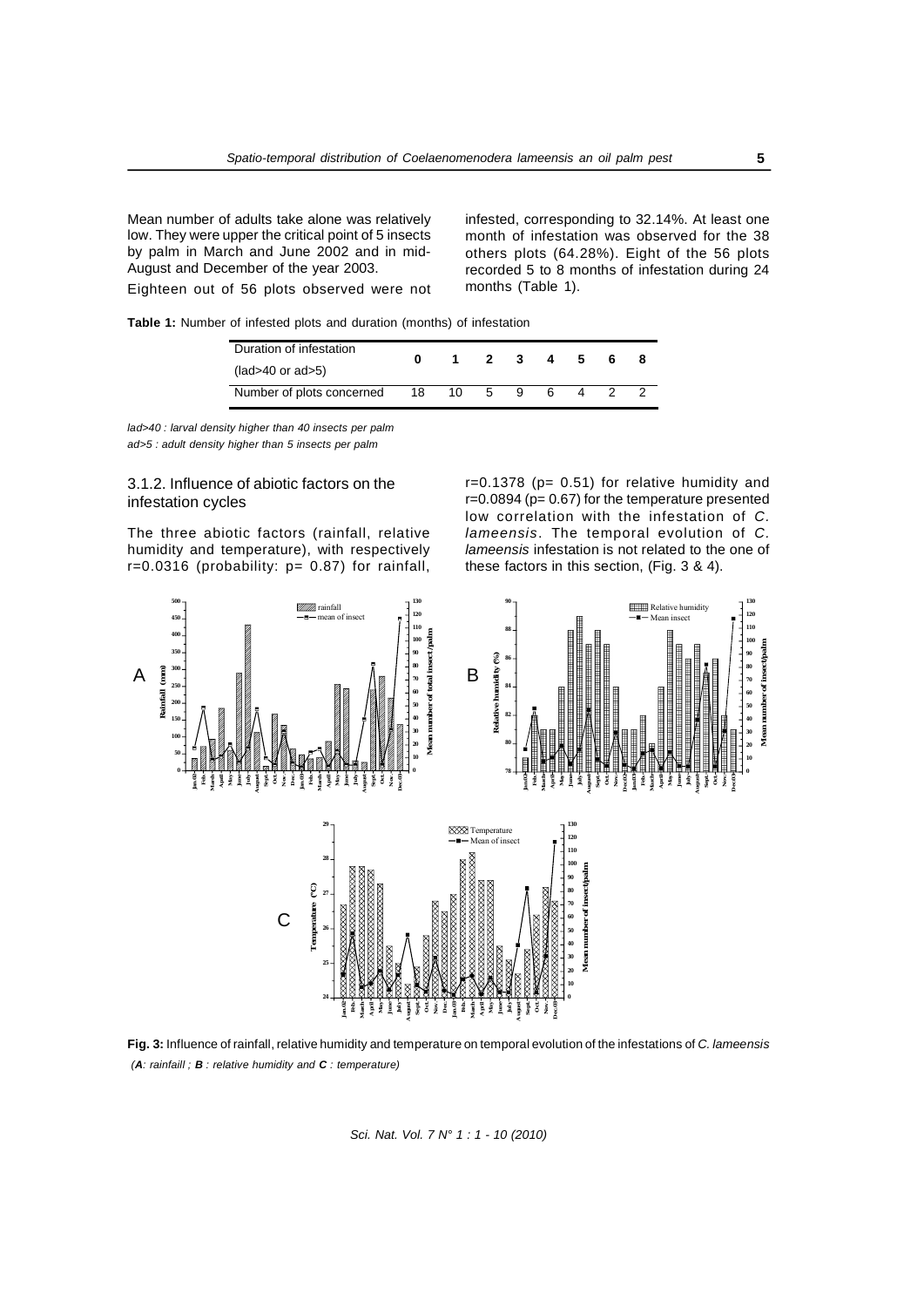Mean number of adults take alone was relatively low. They were upper the critical point of 5 insects by palm in March and June 2002 and in mid-August and December of the year 2003.

Eighteen out of 56 plots observed were not infested, corresponding to 32.14%. At least one month of infestation was observed for the 38 others plots (64.28%). Eight of the 56 plots recorded 5 to 8 months of infestation during 24 months (Table 1).

**Table 1:** Number of infested plots and duration (months) of infestation

| Duration of infestation (lad>40 or ad>5) | 0 | 1 | 2 | 3 | 4 | 5 | 6 | 8 |
|---|---|---|---|---|---|---|---|---|
| Number of plots concerned | 18 | 10 | 5 | 9 | 6 | 4 | 2 | 2 |

*lad>40 : larval density higher than 40 insects per palm*
*ad>5 : adult density higher than 5 insects per palm*

### 3.1.2. Influence of abiotic factors on the infestation cycles

The three abiotic factors (rainfall, relative humidity and temperature), with respectively r=0.0316 (probability: p= 0.87) for rainfall, r=0.1378 (p= 0.51) for relative humidity and r=0.0894 (p= 0.67) for the temperature presented low correlation with the infestation of *C. lameensis*. The temporal evolution of *C. lameensis* infestation is not related to the one of these factors in this section, (Fig. 3 & 4).

**Fig. 3:** Influence of rainfall, relative humidity and temperature on temporal evolution of the infestations of *C. lameensis* (***A***: *rainfaill ;* ***B*** *: relative humidity and* ***C*** *: temperature)*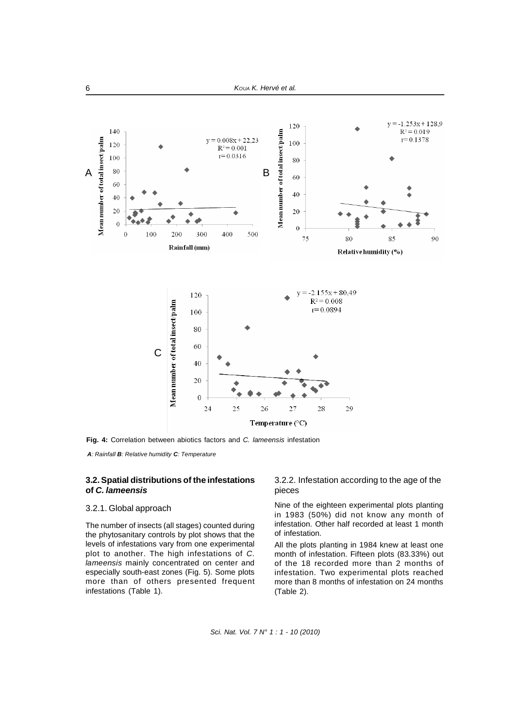**Fig. 4:** Correlation between abiotics factors and *C. lameensis* infestation

***A***: *Rainfall* ***B***: *Relative humidity* ***C***: *Temperature*

### 3.2. Spatial distributions of the infestations of *C. lameensis*

#### 3.2.1. Global approach

The number of insects (all stages) counted during the phytosanitary controls by plot shows that the levels of infestations vary from one experimental plot to another. The high infestations of *C. lameensis* mainly concentrated on center and especially south-east zones (Fig. 5). Some plots more than of others presented frequent infestations (Table 1).

#### 3.2.2. Infestation according to the age of the pieces

Nine of the eighteen experimental plots planting in 1983 (50%) did not know any month of infestation. Other half recorded at least 1 month of infestation.

All the plots planting in 1984 knew at least one month of infestation. Fifteen plots (83.33%) out of the 18 recorded more than 2 months of infestation. Two experimental plots reached more than 8 months of infestation on 24 months (Table 2).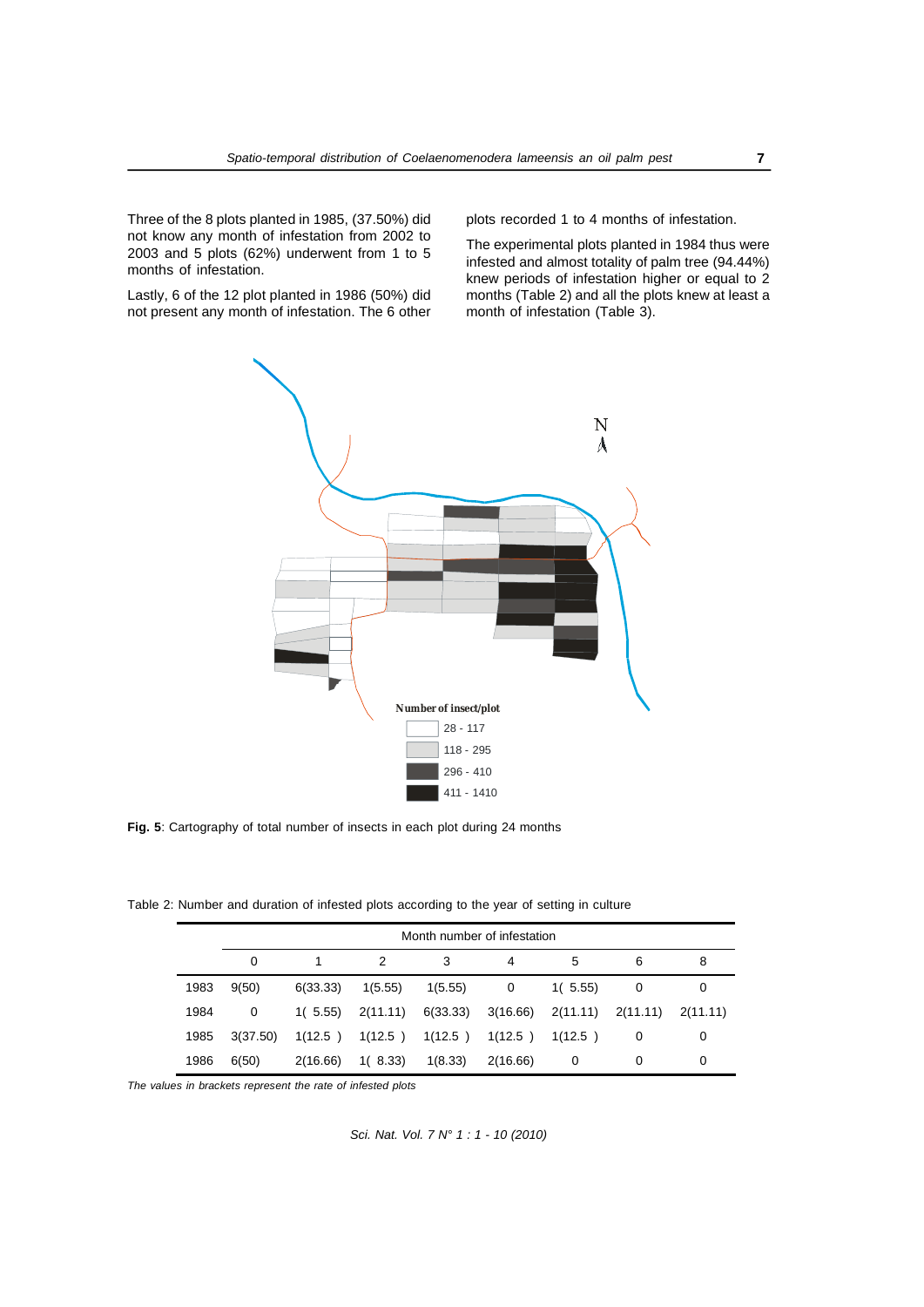Three of the 8 plots planted in 1985, (37.50%) did not know any month of infestation from 2002 to 2003 and 5 plots (62%) underwent from 1 to 5 months of infestation.

Lastly, 6 of the 12 plot planted in 1986 (50%) did not present any month of infestation. The 6 other plots recorded 1 to 4 months of infestation.

The experimental plots planted in 1984 thus were infested and almost totality of palm tree (94.44%) knew periods of infestation higher or equal to 2 months (Table 2) and all the plots knew at least a month of infestation (Table 3).

**Fig. 5**: Cartography of total number of insects in each plot during 24 months

Table 2: Number and duration of infested plots according to the year of setting in culture

| | Month number of infestation | | | | | | | |
|---|---|---|---|---|---|---|---|---|
| | 0 | 1 | 2 | 3 | 4 | 5 | 6 | 8 |
| 1983 | 9(50) | 6(33.33) | 1(5.55) | 1(5.55) | 0 | 1( 5.55) | 0 | 0 |
| 1984 | 0 | 1( 5.55) | 2(11.11) | 6(33.33) | 3(16.66) | 2(11.11) | 2(11.11) | 2(11.11) |
| 1985 | 3(37.50) | 1(12.5 ) | 1(12.5 ) | 1(12.5 ) | 1(12.5 ) | 1(12.5 ) | 0 | 0 |
| 1986 | 6(50) | 2(16.66) | 1( 8.33) | 1(8.33) | 2(16.66) | 0 | 0 | 0 |

*The values in brackets represent the rate of infested plots*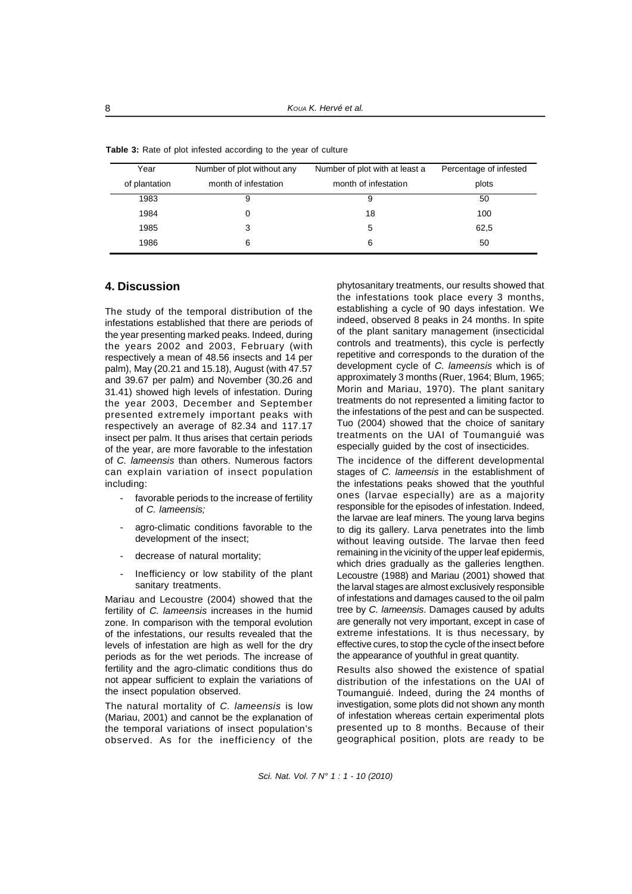**Table 3:** Rate of plot infested according to the year of culture

| Year of plantation | Number of plot without any month of infestation | Number of plot with at least a month of infestation | Percentage of infested plots |
|---|---|---|---|
| 1983 | 9 | 9 | 50 |
| 1984 | 0 | 18 | 100 |
| 1985 | 3 | 5 | 62,5 |
| 1986 | 6 | 6 | 50 |

## 4. Discussion

The study of the temporal distribution of the infestations established that there are periods of the year presenting marked peaks. Indeed, during the years 2002 and 2003, February (with respectively a mean of 48.56 insects and 14 per palm), May (20.21 and 15.18), August (with 47.57 and 39.67 per palm) and November (30.26 and 31.41) showed high levels of infestation. During the year 2003, December and September presented extremely important peaks with respectively an average of 82.34 and 117.17 insect per palm. It thus arises that certain periods of the year, are more favorable to the infestation of *C. lameensis* than others. Numerous factors can explain variation of insect population including:

- favorable periods to the increase of fertility of *C. lameensis;*
- agro-climatic conditions favorable to the development of the insect;
- decrease of natural mortality;
- Inefficiency or low stability of the plant sanitary treatments.

Mariau and Lecoustre (2004) showed that the fertility of *C. lameensis* increases in the humid zone. In comparison with the temporal evolution of the infestations, our results revealed that the levels of infestation are high as well for the dry periods as for the wet periods. The increase of fertility and the agro-climatic conditions thus do not appear sufficient to explain the variations of the insect population observed.

The natural mortality of *C. lameensis* is low (Mariau, 2001) and cannot be the explanation of the temporal variations of insect population's observed. As for the inefficiency of the phytosanitary treatments, our results showed that the infestations took place every 3 months, establishing a cycle of 90 days infestation. We indeed, observed 8 peaks in 24 months. In spite of the plant sanitary management (insecticidal controls and treatments), this cycle is perfectly repetitive and corresponds to the duration of the development cycle of *C. lameensis* which is of approximately 3 months (Ruer, 1964; Blum, 1965; Morin and Mariau, 1970). The plant sanitary treatments do not represented a limiting factor to the infestations of the pest and can be suspected. Tuo (2004) showed that the choice of sanitary treatments on the UAI of Toumanguié was especially guided by the cost of insecticides.

The incidence of the different developmental stages of *C. lameensis* in the establishment of the infestations peaks showed that the youthful ones (larvae especially) are as a majority responsible for the episodes of infestation. Indeed, the larvae are leaf miners. The young larva begins to dig its gallery. Larva penetrates into the limb without leaving outside. The larvae then feed remaining in the vicinity of the upper leaf epidermis, which dries gradually as the galleries lengthen. Lecoustre (1988) and Mariau (2001) showed that the larval stages are almost exclusively responsible of infestations and damages caused to the oil palm tree by *C. lameensis*. Damages caused by adults are generally not very important, except in case of extreme infestations. It is thus necessary, by effective cures, to stop the cycle of the insect before the appearance of youthful in great quantity.

Results also showed the existence of spatial distribution of the infestations on the UAI of Toumanguié. Indeed, during the 24 months of investigation, some plots did not shown any month of infestation whereas certain experimental plots presented up to 8 months. Because of their geographical position, plots are ready to be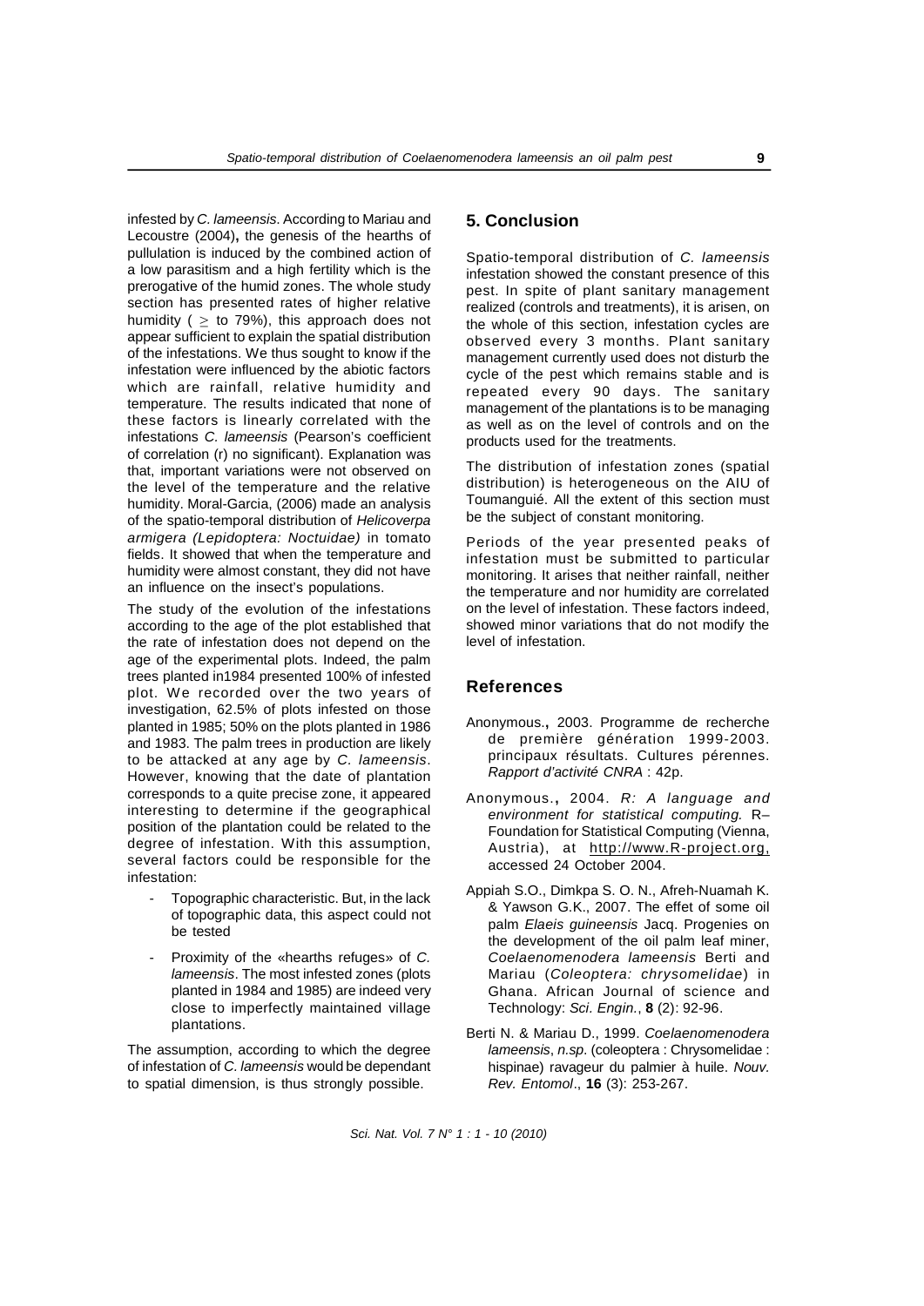infested by *C. lameensis*. According to Mariau and Lecoustre (2004)**,** the genesis of the hearths of pullulation is induced by the combined action of a low parasitism and a high fertility which is the prerogative of the humid zones. The whole study section has presented rates of higher relative humidity ( $\geq$ to 79%), this approach does not appear sufficient to explain the spatial distribution of the infestations. We thus sought to know if the infestation were influenced by the abiotic factors which are rainfall, relative humidity and temperature. The results indicated that none of these factors is linearly correlated with the infestations *C. lameensis* (Pearson's coefficient of correlation (r) no significant). Explanation was that, important variations were not observed on the level of the temperature and the relative humidity. Moral-Garcia, (2006) made an analysis of the spatio-temporal distribution of *Helicoverpa armigera (Lepidoptera: Noctuidae)* in tomato fields. It showed that when the temperature and humidity were almost constant, they did not have an influence on the insect's populations.

The study of the evolution of the infestations according to the age of the plot established that the rate of infestation does not depend on the age of the experimental plots. Indeed, the palm trees planted in1984 presented 100% of infested plot. We recorded over the two years of investigation, 62.5% of plots infested on those planted in 1985; 50% on the plots planted in 1986 and 1983. The palm trees in production are likely to be attacked at any age by *C. lameensis*. However, knowing that the date of plantation corresponds to a quite precise zone, it appeared interesting to determine if the geographical position of the plantation could be related to the degree of infestation. With this assumption, several factors could be responsible for the infestation:

- Topographic characteristic. But, in the lack of topographic data, this aspect could not be tested
- Proximity of the «hearths refuges» of *C. lameensis*. The most infested zones (plots planted in 1984 and 1985) are indeed very close to imperfectly maintained village plantations.

The assumption, according to which the degree of infestation of *C. lameensis* would be dependant to spatial dimension, is thus strongly possible.

## 5. Conclusion

Spatio-temporal distribution of *C. lameensis* infestation showed the constant presence of this pest. In spite of plant sanitary management realized (controls and treatments), it is arisen, on the whole of this section, infestation cycles are observed every 3 months. Plant sanitary management currently used does not disturb the cycle of the pest which remains stable and is repeated every 90 days. The sanitary management of the plantations is to be managing as well as on the level of controls and on the products used for the treatments.

The distribution of infestation zones (spatial distribution) is heterogeneous on the AIU of Toumanguié. All the extent of this section must be the subject of constant monitoring.

Periods of the year presented peaks of infestation must be submitted to particular monitoring. It arises that neither rainfall, neither the temperature and nor humidity are correlated on the level of infestation. These factors indeed, showed minor variations that do not modify the level of infestation.

## References

Anonymous**.,** 2003. Programme de recherche de première génération 1999-2003. principaux résultats. Cultures pérennes. *Rapport d'activité CNRA* : 42p.

Anonymous**.,** 2004. *R: A language and environment for statistical computing.* R–Foundation for Statistical Computing (Vienna, Austria), at http://www.R-project.org, accessed 24 October 2004.

Appiah S.O., Dimkpa S. O. N., Afreh-Nuamah K. & Yawson G.K., 2007. The effet of some oil palm *Elaeis guineensis* Jacq. Progenies on the development of the oil palm leaf miner, *Coelaenomenodera lameensis* Berti and Mariau (*Coleoptera: chrysomelidae*) in Ghana. African Journal of science and Technology: *Sci. Engin.*, **8** (2): 92-96.

Berti N. & Mariau D., 1999. *Coelaenomenodera lameensis*, *n.sp.* (coleoptera : Chrysomelidae : hispinae) ravageur du palmier à huile. *Nouv. Rev. Entomol*., **16** (3): 253-267.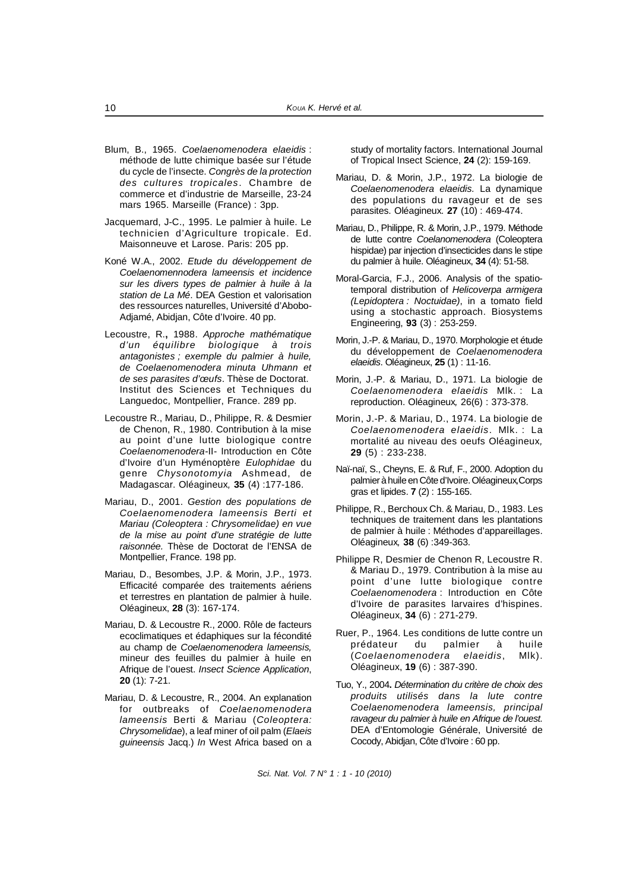Blum, B., 1965. *Coelaenomenodera elaeidis* : méthode de lutte chimique basée sur l'étude du cycle de l'insecte. *Congrès de la protection des cultures tropicales*. Chambre de commerce et d'industrie de Marseille, 23-24 mars 1965. Marseille (France) : 3pp.

Jacquemard, J-C., 1995. Le palmier à huile. Le technicien d'Agriculture tropicale. Ed. Maisonneuve et Larose. Paris: 205 pp.

Koné W.A., 2002. *Etude du développement de Coelaenomennodera lameensis et incidence sur les divers types de palmier à huile à la station de La Mé*. DEA Gestion et valorisation des ressources naturelles, Université d'Abobo-Adjamé, Abidjan, Côte d'Ivoire. 40 pp.

Lecoustre, R.**,** 1988. *Approche mathématique d'un équilibre biologique à trois antagonistes ; exemple du palmier à huile, de Coelaenomenodera minuta Uhmann et de ses parasites d'œufs*. Thèse de Doctorat. Institut des Sciences et Techniques du Languedoc, Montpellier, France. 289 pp.

Lecoustre R., Mariau, D., Philippe, R. & Desmier de Chenon, R., 1980. Contribution à la mise au point d'une lutte biologique contre *Coelaenomenodera*-II- Introduction en Côte d'Ivoire d'un Hyménoptère *Eulophidae* du genre *Chysonotomyia* Ashmead, de Madagascar. Oléagineux*,* **35** (4) :177-186.

Mariau, D., 2001. *Gestion des populations de Coelaenomenodera lameensis Berti et Mariau (Coleoptera : Chrysomelidae) en vue de la mise au point d'une stratégie de lutte raisonnée.* Thèse de Doctorat de l'ENSA de Montpellier, France. 198 pp.

Mariau, D., Besombes, J.P. & Morin, J.P., 1973. Efficacité comparée des traitements aériens et terrestres en plantation de palmier à huile. Oléagineux, **28** (3): 167-174.

Mariau, D. & Lecoustre R., 2000. Rôle de facteurs ecoclimatiques et édaphiques sur la fécondité au champ de *Coelaenomenodera lameensis,* mineur des feuilles du palmier à huile en Afrique de l'ouest. *Insect Science Application*, **20** (1): 7-21.

Mariau, D. & Lecoustre, R., 2004. An explanation for outbreaks of *Coelaenomenodera lameensis* Berti & Mariau (*Coleoptera: Chrysomelidae*), a leaf miner of oil palm (*Elaeis guineensis* Jacq.) *In* West Africa based on a study of mortality factors. International Journal of Tropical Insect Science, **24** (2): 159-169.

Mariau, D. & Morin, J.P., 1972. La biologie de *Coelaenomenodera elaeidis.* La dynamique des populations du ravageur et de ses parasites. Oléagineux. **27** (10) : 469-474.

Mariau, D., Philippe, R. & Morin, J.P., 1979. Méthode de lutte contre *Coelanomenodera* (Coleoptera hispidae) par injection d'insecticides dans le stipe du palmier à huile. Oléagineux, **34** (4): 51-58.

Moral-Garcia, F.J., 2006. Analysis of the spatio-temporal distribution of *Helicoverpa armigera (Lepidoptera : Noctuidae)*, in a tomato field using a stochastic approach. Biosystems Engineering, **93** (3) : 253-259.

Morin, J.-P. & Mariau, D., 1970. Morphologie et étude du développement de *Coelaenomenodera elaeidis*. Oléagineux, **25** (1) : 11-16.

Morin, J.-P. & Mariau, D., 1971. La biologie de *Coelaenomenodera elaeidis* Mlk. : La reproduction. Oléagineux*,* 26(6) : 373-378.

Morin, J.-P. & Mariau, D., 1974. La biologie de *Coelaenomenodera elaeidis*. Mlk. : La mortalité au niveau des oeufs Oléagineux*,* **29** (5) : 233-238.

Naï-naï, S., Cheyns, E. & Ruf, F., 2000. Adoption du palmier à huile en Côte d'Ivoire. Oléagineux,Corps gras et lipides. **7** (2) : 155-165.

Philippe, R., Berchoux Ch. & Mariau, D., 1983. Les techniques de traitement dans les plantations de palmier à huile : Méthodes d'appareillages. Oléagineux*,* **38** (6) :349-363.

Philippe R, Desmier de Chenon R, Lecoustre R. & Mariau D., 1979. Contribution à la mise au point d'une lutte biologique contre *Coelaenomenodera* : Introduction en Côte d'Ivoire de parasites larvaires d'hispines. Oléagineux, **34** (6) : 271-279.

Ruer, P., 1964. Les conditions de lutte contre un prédateur du palmier à huile (*Coelaenomenodera elaeidis*, Mlk). Oléagineux, **19** (6) : 387-390.

Tuo, Y., 2004**.** *Détermination du critère de choix des produits utilisés dans la lute contre Coelaenomenodera lameensis, principal ravageur du palmier à huile en Afrique de l'ouest.* DEA d'Entomologie Générale, Université de Cocody, Abidjan, Côte d'Ivoire : 60 pp.